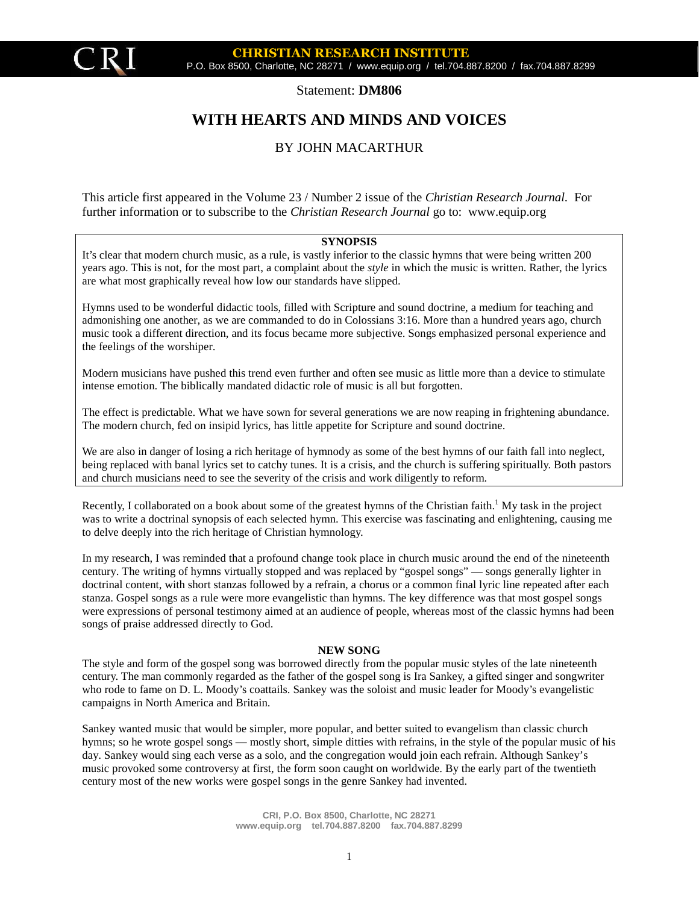CRI **CHRISTIAN RESEARCH INSTITUTE**
P.O. Box 8500, Charlotte, NC 28271 / www.equip.org / tel.704.887.8200 / fax.704.887.8299

Statement: **DM806**

# WITH HEARTS AND MINDS AND VOICES

## BY JOHN MACARTHUR

This article first appeared in the Volume 23 / Number 2 issue of the *Christian Research Journal*. For further information or to subscribe to the *Christian Research Journal* go to: www.equip.org

**SYNOPSIS**

It's clear that modern church music, as a rule, is vastly inferior to the classic hymns that were being written 200 years ago. This is not, for the most part, a complaint about the *style* in which the music is written. Rather, the lyrics are what most graphically reveal how low our standards have slipped.

Hymns used to be wonderful didactic tools, filled with Scripture and sound doctrine, a medium for teaching and admonishing one another, as we are commanded to do in Colossians 3:16. More than a hundred years ago, church music took a different direction, and its focus became more subjective. Songs emphasized personal experience and the feelings of the worshiper.

Modern musicians have pushed this trend even further and often see music as little more than a device to stimulate intense emotion. The biblically mandated didactic role of music is all but forgotten.

The effect is predictable. What we have sown for several generations we are now reaping in frightening abundance. The modern church, fed on insipid lyrics, has little appetite for Scripture and sound doctrine.

We are also in danger of losing a rich heritage of hymnody as some of the best hymns of our faith fall into neglect, being replaced with banal lyrics set to catchy tunes. It is a crisis, and the church is suffering spiritually. Both pastors and church musicians need to see the severity of the crisis and work diligently to reform.

Recently, I collaborated on a book about some of the greatest hymns of the Christian faith.[1] My task in the project was to write a doctrinal synopsis of each selected hymn. This exercise was fascinating and enlightening, causing me to delve deeply into the rich heritage of Christian hymnology.

In my research, I was reminded that a profound change took place in church music around the end of the nineteenth century. The writing of hymns virtually stopped and was replaced by "gospel songs" — songs generally lighter in doctrinal content, with short stanzas followed by a refrain, a chorus or a common final lyric line repeated after each stanza. Gospel songs as a rule were more evangelistic than hymns. The key difference was that most gospel songs were expressions of personal testimony aimed at an audience of people, whereas most of the classic hymns had been songs of praise addressed directly to God.

**NEW SONG**

The style and form of the gospel song was borrowed directly from the popular music styles of the late nineteenth century. The man commonly regarded as the father of the gospel song is Ira Sankey, a gifted singer and songwriter who rode to fame on D. L. Moody's coattails. Sankey was the soloist and music leader for Moody's evangelistic campaigns in North America and Britain.

Sankey wanted music that would be simpler, more popular, and better suited to evangelism than classic church hymns; so he wrote gospel songs — mostly short, simple ditties with refrains, in the style of the popular music of his day. Sankey would sing each verse as a solo, and the congregation would join each refrain. Although Sankey's music provoked some controversy at first, the form soon caught on worldwide. By the early part of the twentieth century most of the new works were gospel songs in the genre Sankey had invented.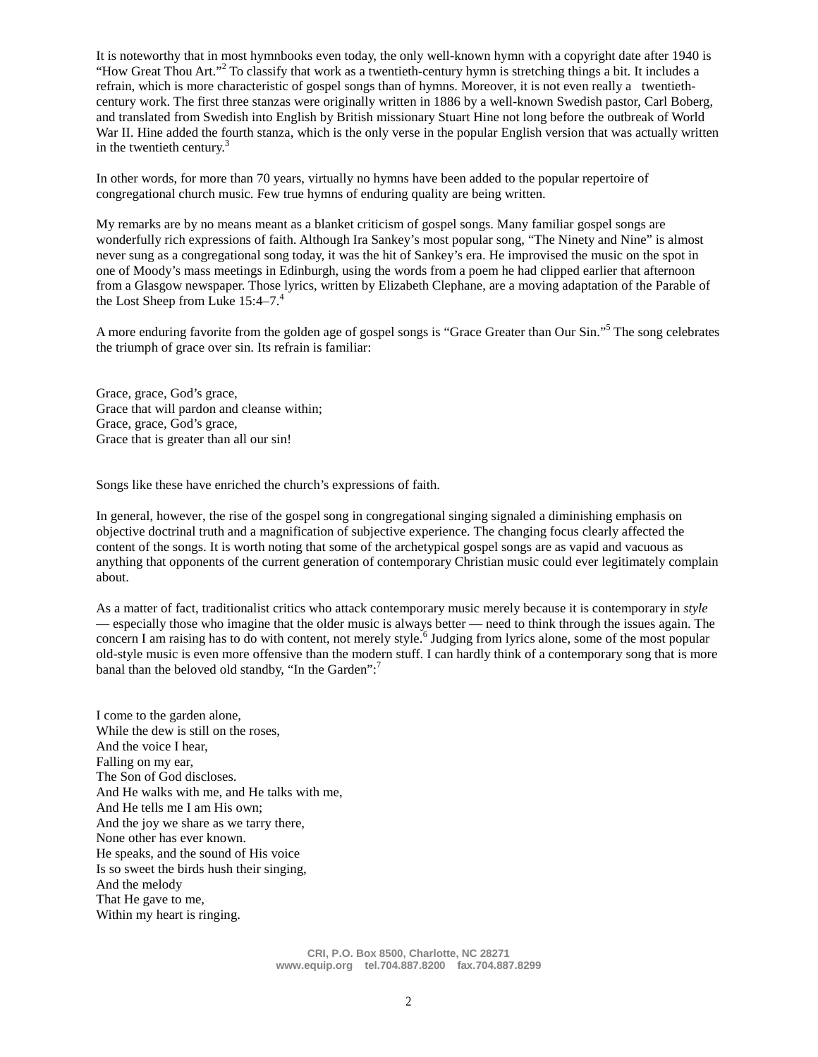It is noteworthy that in most hymnbooks even today, the only well-known hymn with a copyright date after 1940 is "How Great Thou Art."[2] To classify that work as a twentieth-century hymn is stretching things a bit. It includes a refrain, which is more characteristic of gospel songs than of hymns. Moreover, it is not even really a twentieth-century work. The first three stanzas were originally written in 1886 by a well-known Swedish pastor, Carl Boberg, and translated from Swedish into English by British missionary Stuart Hine not long before the outbreak of World War II. Hine added the fourth stanza, which is the only verse in the popular English version that was actually written in the twentieth century.[3]

In other words, for more than 70 years, virtually no hymns have been added to the popular repertoire of congregational church music. Few true hymns of enduring quality are being written.

My remarks are by no means meant as a blanket criticism of gospel songs. Many familiar gospel songs are wonderfully rich expressions of faith. Although Ira Sankey's most popular song, "The Ninety and Nine" is almost never sung as a congregational song today, it was the hit of Sankey's era. He improvised the music on the spot in one of Moody's mass meetings in Edinburgh, using the words from a poem he had clipped earlier that afternoon from a Glasgow newspaper. Those lyrics, written by Elizabeth Clephane, are a moving adaptation of the Parable of the Lost Sheep from Luke 15:4–7.[4]

A more enduring favorite from the golden age of gospel songs is "Grace Greater than Our Sin."[5] The song celebrates the triumph of grace over sin. Its refrain is familiar:

Grace, grace, God's grace,
Grace that will pardon and cleanse within;
Grace, grace, God's grace,
Grace that is greater than all our sin!

Songs like these have enriched the church's expressions of faith.

In general, however, the rise of the gospel song in congregational singing signaled a diminishing emphasis on objective doctrinal truth and a magnification of subjective experience. The changing focus clearly affected the content of the songs. It is worth noting that some of the archetypical gospel songs are as vapid and vacuous as anything that opponents of the current generation of contemporary Christian music could ever legitimately complain about.

As a matter of fact, traditionalist critics who attack contemporary music merely because it is contemporary in *style* — especially those who imagine that the older music is always better — need to think through the issues again. The concern I am raising has to do with content, not merely style.[6] Judging from lyrics alone, some of the most popular old-style music is even more offensive than the modern stuff. I can hardly think of a contemporary song that is more banal than the beloved old standby, "In the Garden":[7]

I come to the garden alone,
While the dew is still on the roses,
And the voice I hear,
Falling on my ear,
The Son of God discloses.
And He walks with me, and He talks with me,
And He tells me I am His own;
And the joy we share as we tarry there,
None other has ever known.
He speaks, and the sound of His voice
Is so sweet the birds hush their singing,
And the melody
That He gave to me,
Within my heart is ringing.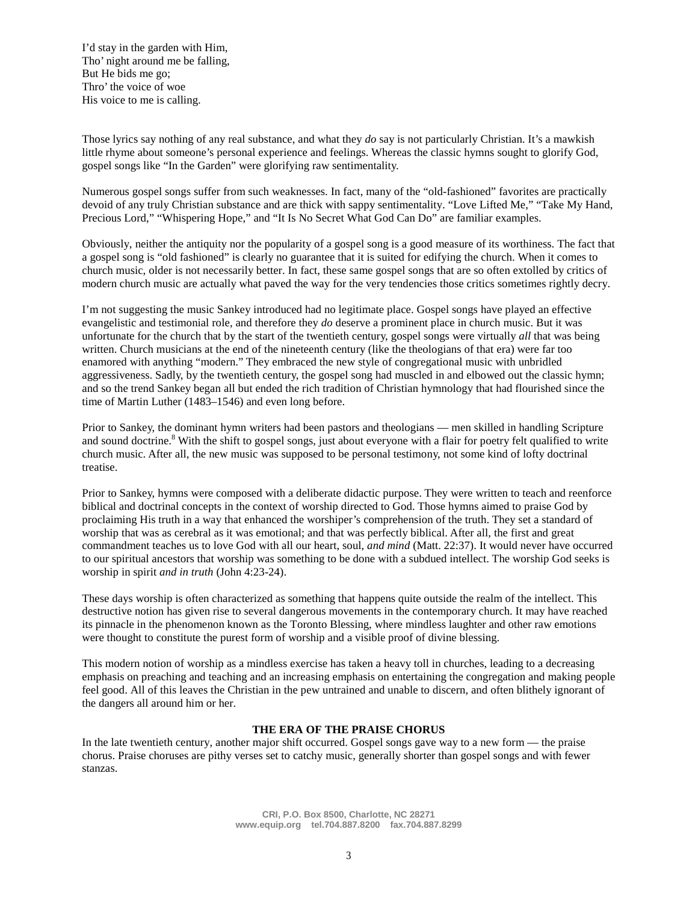I'd stay in the garden with Him,  
Tho' night around me be falling,  
But He bids me go;  
Thro' the voice of woe  
His voice to me is calling.

Those lyrics say nothing of any real substance, and what they *do* say is not particularly Christian. It's a mawkish little rhyme about someone's personal experience and feelings. Whereas the classic hymns sought to glorify God, gospel songs like "In the Garden" were glorifying raw sentimentality.

Numerous gospel songs suffer from such weaknesses. In fact, many of the "old-fashioned" favorites are practically devoid of any truly Christian substance and are thick with sappy sentimentality. "Love Lifted Me," "Take My Hand, Precious Lord," "Whispering Hope," and "It Is No Secret What God Can Do" are familiar examples.

Obviously, neither the antiquity nor the popularity of a gospel song is a good measure of its worthiness. The fact that a gospel song is "old fashioned" is clearly no guarantee that it is suited for edifying the church. When it comes to church music, older is not necessarily better. In fact, these same gospel songs that are so often extolled by critics of modern church music are actually what paved the way for the very tendencies those critics sometimes rightly decry.

I'm not suggesting the music Sankey introduced had no legitimate place. Gospel songs have played an effective evangelistic and testimonial role, and therefore they *do* deserve a prominent place in church music. But it was unfortunate for the church that by the start of the twentieth century, gospel songs were virtually *all* that was being written. Church musicians at the end of the nineteenth century (like the theologians of that era) were far too enamored with anything "modern." They embraced the new style of congregational music with unbridled aggressiveness. Sadly, by the twentieth century, the gospel song had muscled in and elbowed out the classic hymn; and so the trend Sankey began all but ended the rich tradition of Christian hymnology that had flourished since the time of Martin Luther (1483–1546) and even long before.

Prior to Sankey, the dominant hymn writers had been pastors and theologians — men skilled in handling Scripture and sound doctrine.[8] With the shift to gospel songs, just about everyone with a flair for poetry felt qualified to write church music. After all, the new music was supposed to be personal testimony, not some kind of lofty doctrinal treatise.

Prior to Sankey, hymns were composed with a deliberate didactic purpose. They were written to teach and reenforce biblical and doctrinal concepts in the context of worship directed to God. Those hymns aimed to praise God by proclaiming His truth in a way that enhanced the worshiper's comprehension of the truth. They set a standard of worship that was as cerebral as it was emotional; and that was perfectly biblical. After all, the first and great commandment teaches us to love God with all our heart, soul, *and mind* (Matt. 22:37). It would never have occurred to our spiritual ancestors that worship was something to be done with a subdued intellect. The worship God seeks is worship in spirit *and in truth* (John 4:23-24).

These days worship is often characterized as something that happens quite outside the realm of the intellect. This destructive notion has given rise to several dangerous movements in the contemporary church. It may have reached its pinnacle in the phenomenon known as the Toronto Blessing, where mindless laughter and other raw emotions were thought to constitute the purest form of worship and a visible proof of divine blessing.

This modern notion of worship as a mindless exercise has taken a heavy toll in churches, leading to a decreasing emphasis on preaching and teaching and an increasing emphasis on entertaining the congregation and making people feel good. All of this leaves the Christian in the pew untrained and unable to discern, and often blithely ignorant of the dangers all around him or her.

## THE ERA OF THE PRAISE CHORUS

In the late twentieth century, another major shift occurred. Gospel songs gave way to a new form — the praise chorus. Praise choruses are pithy verses set to catchy music, generally shorter than gospel songs and with fewer stanzas.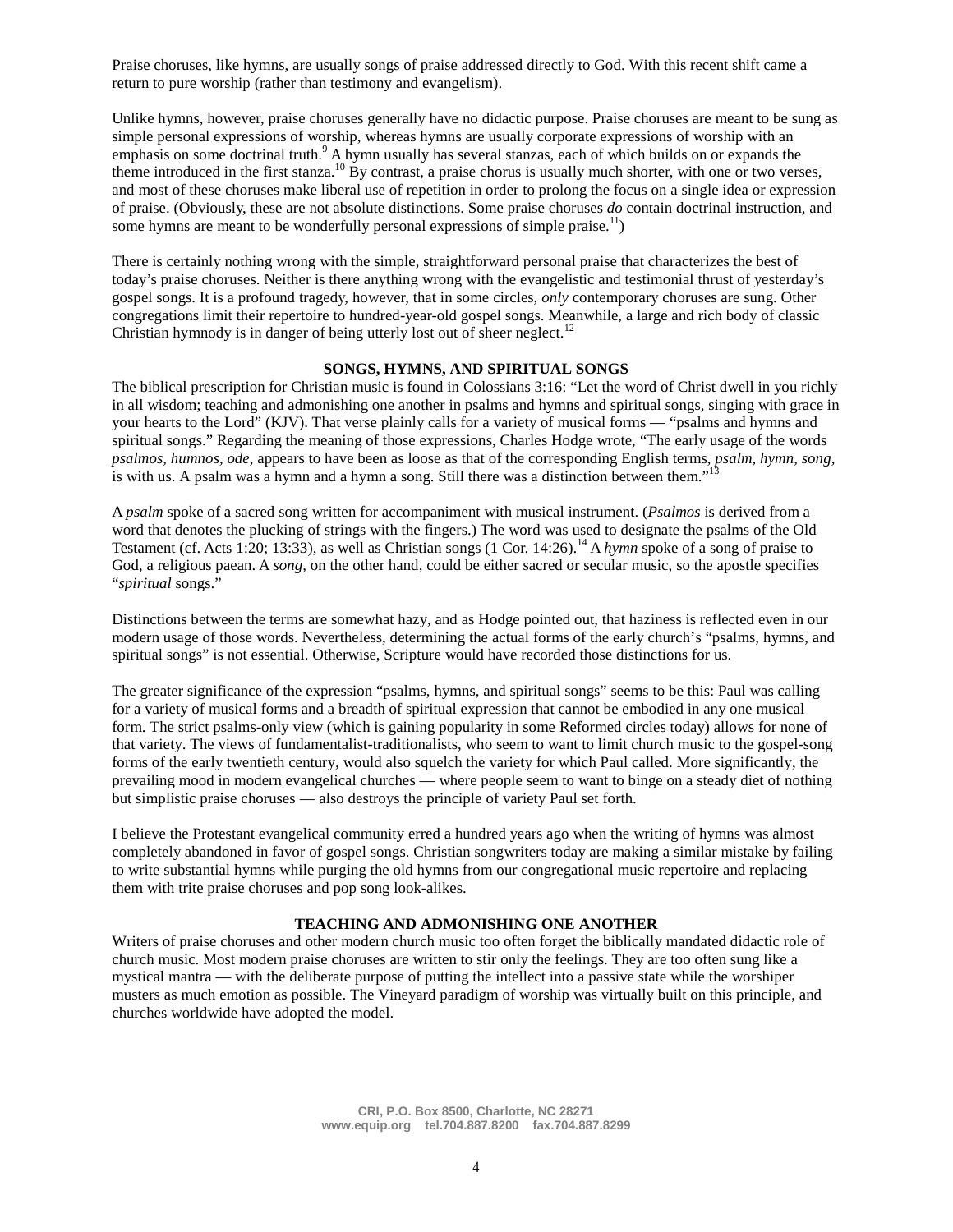Praise choruses, like hymns, are usually songs of praise addressed directly to God. With this recent shift came a return to pure worship (rather than testimony and evangelism).

Unlike hymns, however, praise choruses generally have no didactic purpose. Praise choruses are meant to be sung as simple personal expressions of worship, whereas hymns are usually corporate expressions of worship with an emphasis on some doctrinal truth.[9] A hymn usually has several stanzas, each of which builds on or expands the theme introduced in the first stanza.[10] By contrast, a praise chorus is usually much shorter, with one or two verses, and most of these choruses make liberal use of repetition in order to prolong the focus on a single idea or expression of praise. (Obviously, these are not absolute distinctions. Some praise choruses *do* contain doctrinal instruction, and some hymns are meant to be wonderfully personal expressions of simple praise.[11])

There is certainly nothing wrong with the simple, straightforward personal praise that characterizes the best of today's praise choruses. Neither is there anything wrong with the evangelistic and testimonial thrust of yesterday's gospel songs. It is a profound tragedy, however, that in some circles, *only* contemporary choruses are sung. Other congregations limit their repertoire to hundred-year-old gospel songs. Meanwhile, a large and rich body of classic Christian hymnody is in danger of being utterly lost out of sheer neglect.[12]

## SONGS, HYMNS, AND SPIRITUAL SONGS

The biblical prescription for Christian music is found in Colossians 3:16: "Let the word of Christ dwell in you richly in all wisdom; teaching and admonishing one another in psalms and hymns and spiritual songs, singing with grace in your hearts to the Lord" (KJV). That verse plainly calls for a variety of musical forms — "psalms and hymns and spiritual songs." Regarding the meaning of those expressions, Charles Hodge wrote, "The early usage of the words *psalmos, humnos, ode*, appears to have been as loose as that of the corresponding English terms, *psalm, hymn, song*, is with us. A psalm was a hymn and a hymn a song. Still there was a distinction between them."[13]

A *psalm* spoke of a sacred song written for accompaniment with musical instrument. (*Psalmos* is derived from a word that denotes the plucking of strings with the fingers.) The word was used to designate the psalms of the Old Testament (cf. Acts 1:20; 13:33), as well as Christian songs (1 Cor. 14:26).[14] A *hymn* spoke of a song of praise to God, a religious paean. A *song*, on the other hand, could be either sacred or secular music, so the apostle specifies "*spiritual* songs."

Distinctions between the terms are somewhat hazy, and as Hodge pointed out, that haziness is reflected even in our modern usage of those words. Nevertheless, determining the actual forms of the early church's "psalms, hymns, and spiritual songs" is not essential. Otherwise, Scripture would have recorded those distinctions for us.

The greater significance of the expression "psalms, hymns, and spiritual songs" seems to be this: Paul was calling for a variety of musical forms and a breadth of spiritual expression that cannot be embodied in any one musical form. The strict psalms-only view (which is gaining popularity in some Reformed circles today) allows for none of that variety. The views of fundamentalist-traditionalists, who seem to want to limit church music to the gospel-song forms of the early twentieth century, would also squelch the variety for which Paul called. More significantly, the prevailing mood in modern evangelical churches — where people seem to want to binge on a steady diet of nothing but simplistic praise choruses — also destroys the principle of variety Paul set forth.

I believe the Protestant evangelical community erred a hundred years ago when the writing of hymns was almost completely abandoned in favor of gospel songs. Christian songwriters today are making a similar mistake by failing to write substantial hymns while purging the old hymns from our congregational music repertoire and replacing them with trite praise choruses and pop song look-alikes.

## TEACHING AND ADMONISHING ONE ANOTHER

Writers of praise choruses and other modern church music too often forget the biblically mandated didactic role of church music. Most modern praise choruses are written to stir only the feelings. They are too often sung like a mystical mantra — with the deliberate purpose of putting the intellect into a passive state while the worshiper musters as much emotion as possible. The Vineyard paradigm of worship was virtually built on this principle, and churches worldwide have adopted the model.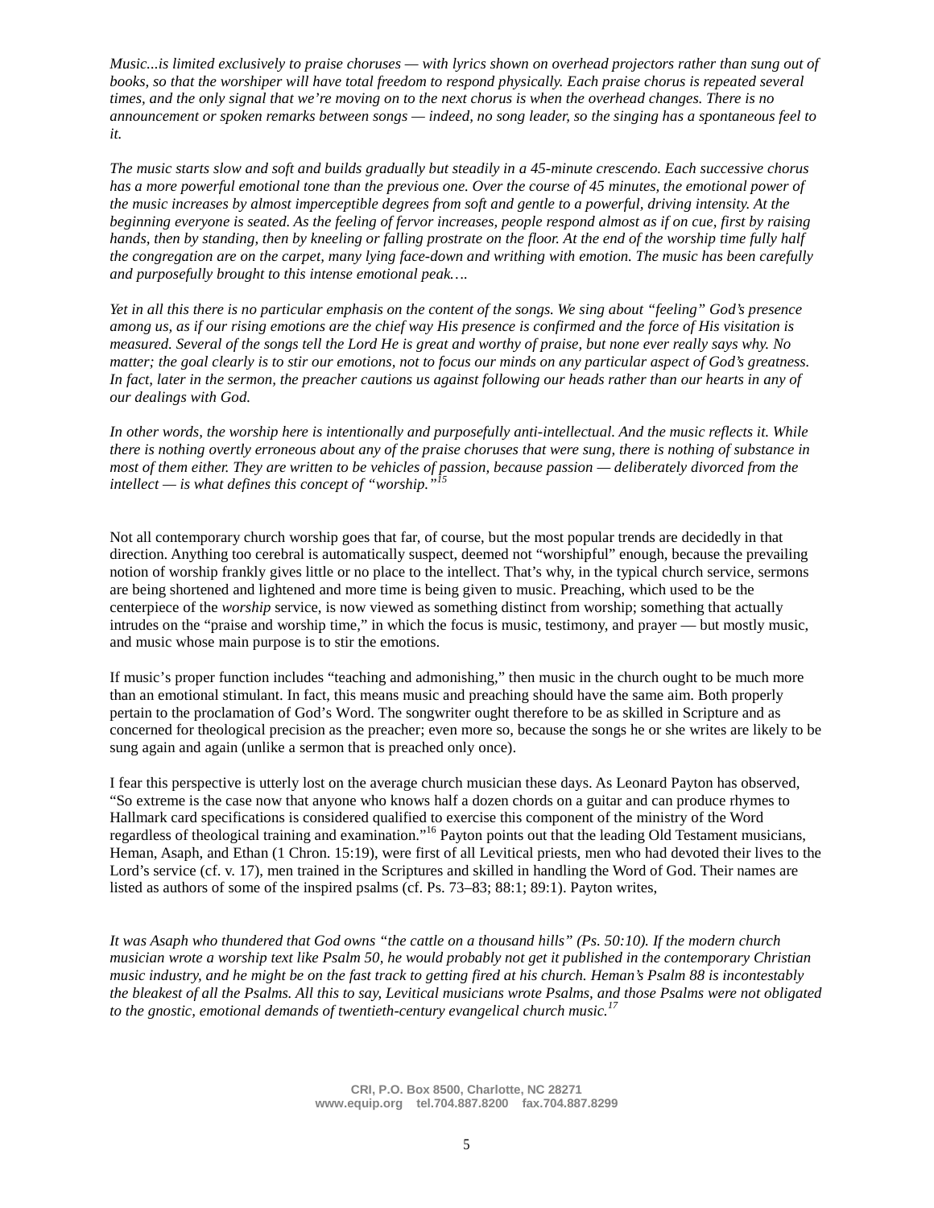*Music...is limited exclusively to praise choruses — with lyrics shown on overhead projectors rather than sung out of books, so that the worshiper will have total freedom to respond physically. Each praise chorus is repeated several times, and the only signal that we're moving on to the next chorus is when the overhead changes. There is no announcement or spoken remarks between songs — indeed, no song leader, so the singing has a spontaneous feel to it.*

*The music starts slow and soft and builds gradually but steadily in a 45-minute crescendo. Each successive chorus has a more powerful emotional tone than the previous one. Over the course of 45 minutes, the emotional power of the music increases by almost imperceptible degrees from soft and gentle to a powerful, driving intensity. At the beginning everyone is seated. As the feeling of fervor increases, people respond almost as if on cue, first by raising hands, then by standing, then by kneeling or falling prostrate on the floor. At the end of the worship time fully half the congregation are on the carpet, many lying face-down and writhing with emotion. The music has been carefully and purposefully brought to this intense emotional peak….*

*Yet in all this there is no particular emphasis on the content of the songs. We sing about "feeling" God's presence among us, as if our rising emotions are the chief way His presence is confirmed and the force of His visitation is measured. Several of the songs tell the Lord He is great and worthy of praise, but none ever really says why. No matter; the goal clearly is to stir our emotions, not to focus our minds on any particular aspect of God's greatness. In fact, later in the sermon, the preacher cautions us against following our heads rather than our hearts in any of our dealings with God.*

*In other words, the worship here is intentionally and purposefully anti-intellectual. And the music reflects it. While there is nothing overtly erroneous about any of the praise choruses that were sung, there is nothing of substance in most of them either. They are written to be vehicles of passion, because passion — deliberately divorced from the intellect — is what defines this concept of "worship."*[15]

Not all contemporary church worship goes that far, of course, but the most popular trends are decidedly in that direction. Anything too cerebral is automatically suspect, deemed not "worshipful" enough, because the prevailing notion of worship frankly gives little or no place to the intellect. That's why, in the typical church service, sermons are being shortened and lightened and more time is being given to music. Preaching, which used to be the centerpiece of the *worship* service, is now viewed as something distinct from worship; something that actually intrudes on the "praise and worship time," in which the focus is music, testimony, and prayer — but mostly music, and music whose main purpose is to stir the emotions.

If music's proper function includes "teaching and admonishing," then music in the church ought to be much more than an emotional stimulant. In fact, this means music and preaching should have the same aim. Both properly pertain to the proclamation of God's Word. The songwriter ought therefore to be as skilled in Scripture and as concerned for theological precision as the preacher; even more so, because the songs he or she writes are likely to be sung again and again (unlike a sermon that is preached only once).

I fear this perspective is utterly lost on the average church musician these days. As Leonard Payton has observed, "So extreme is the case now that anyone who knows half a dozen chords on a guitar and can produce rhymes to Hallmark card specifications is considered qualified to exercise this component of the ministry of the Word regardless of theological training and examination."[16] Payton points out that the leading Old Testament musicians, Heman, Asaph, and Ethan (1 Chron. 15:19), were first of all Levitical priests, men who had devoted their lives to the Lord's service (cf. v. 17), men trained in the Scriptures and skilled in handling the Word of God. Their names are listed as authors of some of the inspired psalms (cf. Ps. 73–83; 88:1; 89:1). Payton writes,

*It was Asaph who thundered that God owns "the cattle on a thousand hills" (Ps. 50:10). If the modern church musician wrote a worship text like Psalm 50, he would probably not get it published in the contemporary Christian music industry, and he might be on the fast track to getting fired at his church. Heman's Psalm 88 is incontestably the bleakest of all the Psalms. All this to say, Levitical musicians wrote Psalms, and those Psalms were not obligated to the gnostic, emotional demands of twentieth-century evangelical church music.*[17]

CRI, P.O. Box 8500, Charlotte, NC 28271
www.equip.org tel.704.887.8200 fax.704.887.8299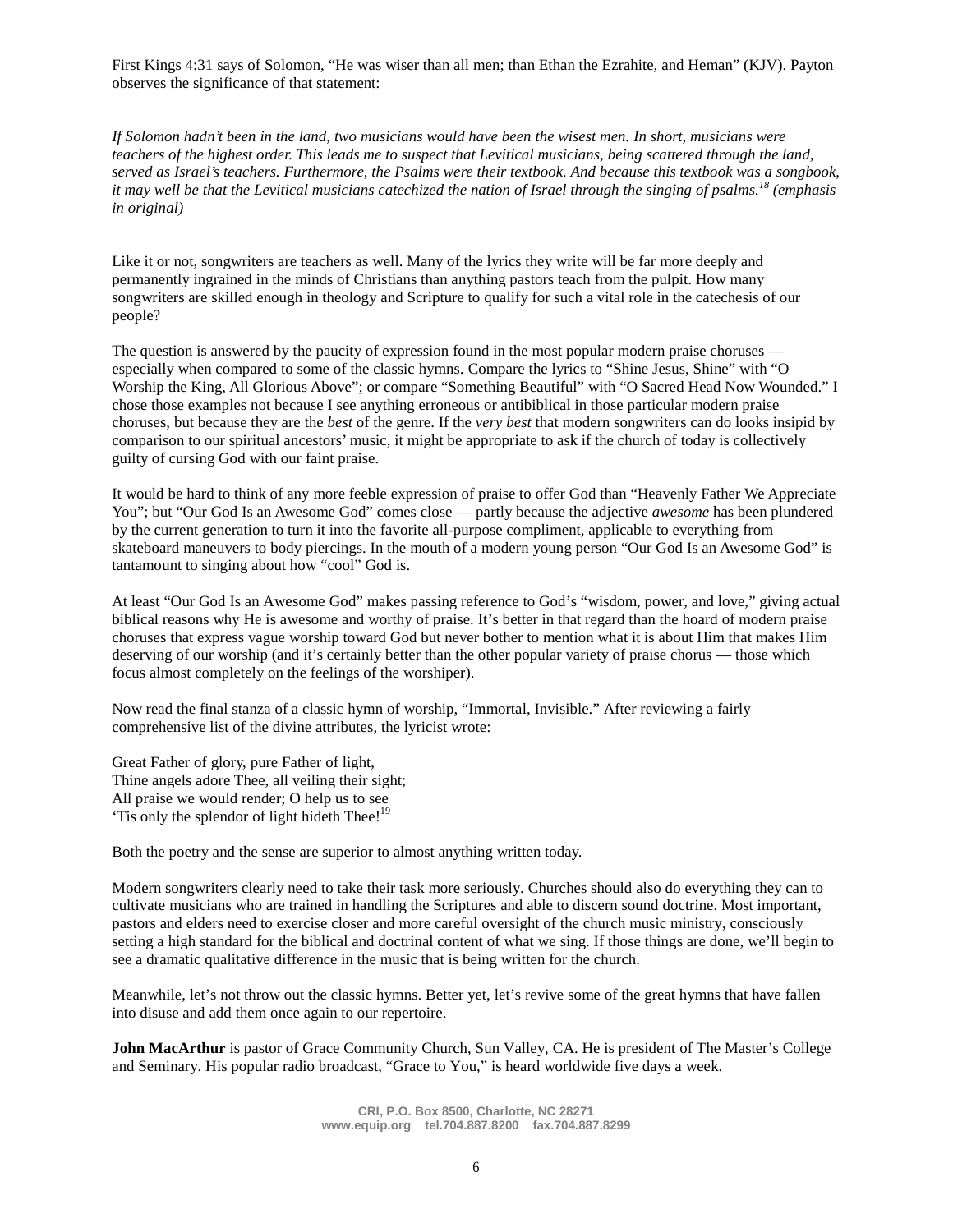First Kings 4:31 says of Solomon, "He was wiser than all men; than Ethan the Ezrahite, and Heman" (KJV). Payton observes the significance of that statement:

*If Solomon hadn't been in the land, two musicians would have been the wisest men. In short, musicians were teachers of the highest order. This leads me to suspect that Levitical musicians, being scattered through the land, served as Israel's teachers. Furthermore, the Psalms were their textbook. And because this textbook was a songbook, it may well be that the Levitical musicians catechized the nation of Israel through the singing of psalms.*[18] *(emphasis in original)*

Like it or not, songwriters are teachers as well. Many of the lyrics they write will be far more deeply and permanently ingrained in the minds of Christians than anything pastors teach from the pulpit. How many songwriters are skilled enough in theology and Scripture to qualify for such a vital role in the catechesis of our people?

The question is answered by the paucity of expression found in the most popular modern praise choruses — especially when compared to some of the classic hymns. Compare the lyrics to "Shine Jesus, Shine" with "O Worship the King, All Glorious Above"; or compare "Something Beautiful" with "O Sacred Head Now Wounded." I chose those examples not because I see anything erroneous or antibiblical in those particular modern praise choruses, but because they are the *best* of the genre. If the *very best* that modern songwriters can do looks insipid by comparison to our spiritual ancestors' music, it might be appropriate to ask if the church of today is collectively guilty of cursing God with our faint praise.

It would be hard to think of any more feeble expression of praise to offer God than "Heavenly Father We Appreciate You"; but "Our God Is an Awesome God" comes close — partly because the adjective *awesome* has been plundered by the current generation to turn it into the favorite all-purpose compliment, applicable to everything from skateboard maneuvers to body piercings. In the mouth of a modern young person "Our God Is an Awesome God" is tantamount to singing about how "cool" God is.

At least "Our God Is an Awesome God" makes passing reference to God's "wisdom, power, and love," giving actual biblical reasons why He is awesome and worthy of praise. It's better in that regard than the hoard of modern praise choruses that express vague worship toward God but never bother to mention what it is about Him that makes Him deserving of our worship (and it's certainly better than the other popular variety of praise chorus — those which focus almost completely on the feelings of the worshiper).

Now read the final stanza of a classic hymn of worship, "Immortal, Invisible." After reviewing a fairly comprehensive list of the divine attributes, the lyricist wrote:

Great Father of glory, pure Father of light,  
Thine angels adore Thee, all veiling their sight;  
All praise we would render; O help us to see  
'Tis only the splendor of light hideth Thee![19]

Both the poetry and the sense are superior to almost anything written today.

Modern songwriters clearly need to take their task more seriously. Churches should also do everything they can to cultivate musicians who are trained in handling the Scriptures and able to discern sound doctrine. Most important, pastors and elders need to exercise closer and more careful oversight of the church music ministry, consciously setting a high standard for the biblical and doctrinal content of what we sing. If those things are done, we'll begin to see a dramatic qualitative difference in the music that is being written for the church.

Meanwhile, let's not throw out the classic hymns. Better yet, let's revive some of the great hymns that have fallen into disuse and add them once again to our repertoire.

**John MacArthur** is pastor of Grace Community Church, Sun Valley, CA. He is president of The Master's College and Seminary. His popular radio broadcast, "Grace to You," is heard worldwide five days a week.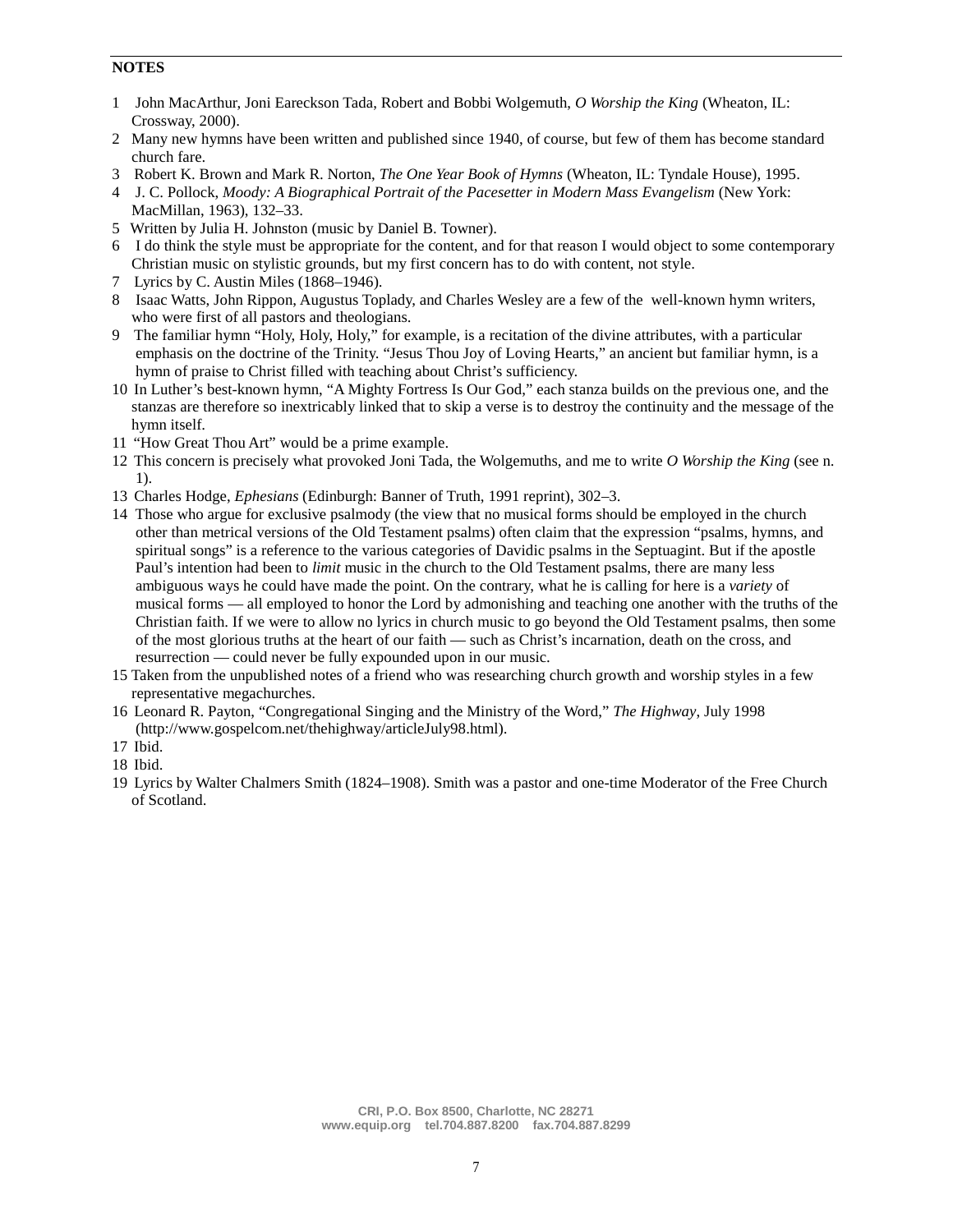**NOTES**

1. John MacArthur, Joni Eareckson Tada, Robert and Bobbi Wolgemuth, *O Worship the King* (Wheaton, IL: Crossway, 2000).
2. Many new hymns have been written and published since 1940, of course, but few of them has become standard church fare.
3. Robert K. Brown and Mark R. Norton, *The One Year Book of Hymns* (Wheaton, IL: Tyndale House), 1995.
4. J. C. Pollock, *Moody: A Biographical Portrait of the Pacesetter in Modern Mass Evangelism* (New York: MacMillan, 1963), 132–33.
5. Written by Julia H. Johnston (music by Daniel B. Towner).
6. I do think the style must be appropriate for the content, and for that reason I would object to some contemporary Christian music on stylistic grounds, but my first concern has to do with content, not style.
7. Lyrics by C. Austin Miles (1868–1946).
8. Isaac Watts, John Rippon, Augustus Toplady, and Charles Wesley are a few of the well-known hymn writers, who were first of all pastors and theologians.
9. The familiar hymn "Holy, Holy, Holy," for example, is a recitation of the divine attributes, with a particular emphasis on the doctrine of the Trinity. "Jesus Thou Joy of Loving Hearts," an ancient but familiar hymn, is a hymn of praise to Christ filled with teaching about Christ's sufficiency.
10. In Luther's best-known hymn, "A Mighty Fortress Is Our God," each stanza builds on the previous one, and the stanzas are therefore so inextricably linked that to skip a verse is to destroy the continuity and the message of the hymn itself.
11. "How Great Thou Art" would be a prime example.
12. This concern is precisely what provoked Joni Tada, the Wolgemuths, and me to write *O Worship the King* (see n. 1).
13. Charles Hodge, *Ephesians* (Edinburgh: Banner of Truth, 1991 reprint), 302–3.
14. Those who argue for exclusive psalmody (the view that no musical forms should be employed in the church other than metrical versions of the Old Testament psalms) often claim that the expression "psalms, hymns, and spiritual songs" is a reference to the various categories of Davidic psalms in the Septuagint. But if the apostle Paul's intention had been to *limit* music in the church to the Old Testament psalms, there are many less ambiguous ways he could have made the point. On the contrary, what he is calling for here is a *variety* of musical forms — all employed to honor the Lord by admonishing and teaching one another with the truths of the Christian faith. If we were to allow no lyrics in church music to go beyond the Old Testament psalms, then some of the most glorious truths at the heart of our faith — such as Christ's incarnation, death on the cross, and resurrection — could never be fully expounded upon in our music.
15. Taken from the unpublished notes of a friend who was researching church growth and worship styles in a few representative megachurches.
16. Leonard R. Payton, "Congregational Singing and the Ministry of the Word," *The Highway*, July 1998 (http://www.gospelcom.net/thehighway/articleJuly98.html).
17. Ibid.
18. Ibid.
19. Lyrics by Walter Chalmers Smith (1824–1908). Smith was a pastor and one-time Moderator of the Free Church of Scotland.